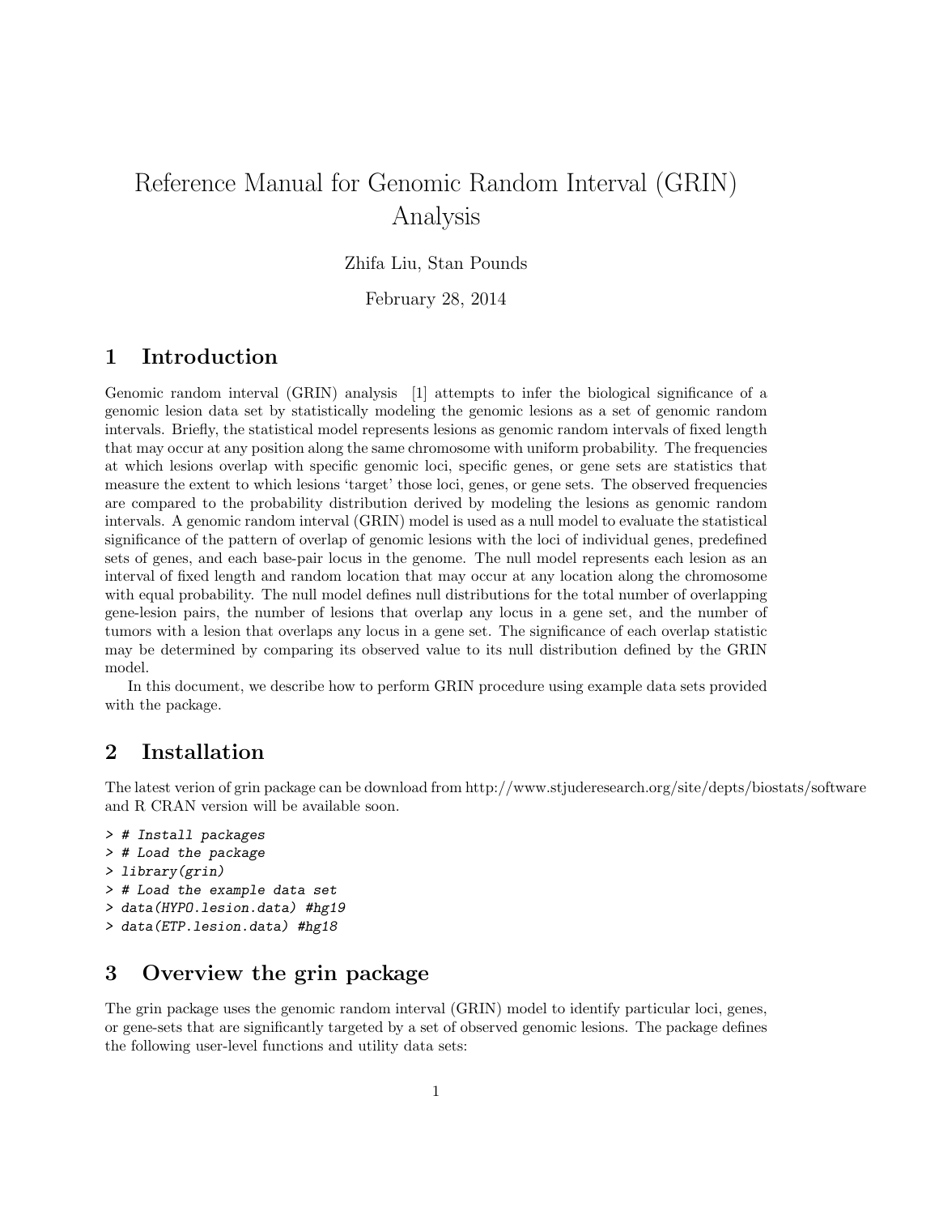# Reference Manual for Genomic Random Interval (GRIN) Analysis

Zhifa Liu, Stan Pounds

February 28, 2014

## 1 Introduction

Genomic random interval (GRIN) analysis [1] attempts to infer the biological significance of a genomic lesion data set by statistically modeling the genomic lesions as a set of genomic random intervals. Briefly, the statistical model represents lesions as genomic random intervals of fixed length that may occur at any position along the same chromosome with uniform probability. The frequencies at which lesions overlap with specific genomic loci, specific genes, or gene sets are statistics that measure the extent to which lesions 'target' those loci, genes, or gene sets. The observed frequencies are compared to the probability distribution derived by modeling the lesions as genomic random intervals. A genomic random interval (GRIN) model is used as a null model to evaluate the statistical significance of the pattern of overlap of genomic lesions with the loci of individual genes, predefined sets of genes, and each base-pair locus in the genome. The null model represents each lesion as an interval of fixed length and random location that may occur at any location along the chromosome with equal probability. The null model defines null distributions for the total number of overlapping gene-lesion pairs, the number of lesions that overlap any locus in a gene set, and the number of tumors with a lesion that overlaps any locus in a gene set. The significance of each overlap statistic may be determined by comparing its observed value to its null distribution defined by the GRIN model.

In this document, we describe how to perform GRIN procedure using example data sets provided with the package.

## 2 Installation

The latest verion of grin package can be download from http://www.stjuderesearch.org/site/depts/biostats/software and R CRAN version will be available soon.

```
> # Install packages
> # Load the package
> library(grin)
> # Load the example data set
> data(HYPO.lesion.data) #hg19
> data(ETP.lesion.data) #hg18
```

## 3 Overview the grin package

The grin package uses the genomic random interval (GRIN) model to identify particular loci, genes, or gene-sets that are significantly targeted by a set of observed genomic lesions. The package defines the following user-level functions and utility data sets: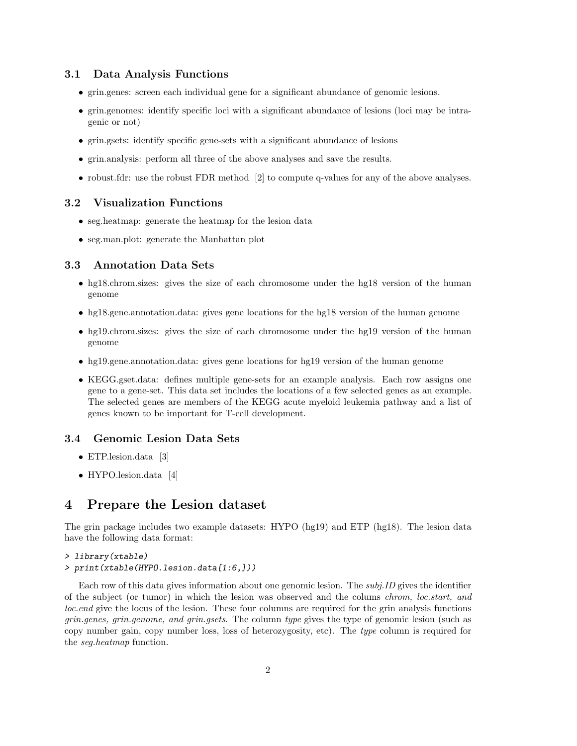### 3.1 Data Analysis Functions

- grin.genes: screen each individual gene for a significant abundance of genomic lesions.
- grin.genomes: identify specific loci with a significant abundance of lesions (loci may be intragenic or not)
- grin.gsets: identify specific gene-sets with a significant abundance of lesions
- grin.analysis: perform all three of the above analyses and save the results.
- robust.fdr: use the robust FDR method [2] to compute q-values for any of the above analyses.

### 3.2 Visualization Functions

- seg.heatmap: generate the heatmap for the lesion data
- seg.man.plot: generate the Manhattan plot

### 3.3 Annotation Data Sets

- hg18.chrom.sizes: gives the size of each chromosome under the hg18 version of the human genome
- hg18.gene.annotation.data: gives gene locations for the hg18 version of the human genome
- hg19.chrom.sizes: gives the size of each chromosome under the hg19 version of the human genome
- hg19.gene.annotation.data: gives gene locations for hg19 version of the human genome
- KEGG.gset.data: defines multiple gene-sets for an example analysis. Each row assigns one gene to a gene-set. This data set includes the locations of a few selected genes as an example. The selected genes are members of the KEGG acute myeloid leukemia pathway and a list of genes known to be important for T-cell development.

### 3.4 Genomic Lesion Data Sets

- ETP.lesion.data [3]
- HYPO.lesion.data [4]

## 4 Prepare the Lesion dataset

The grin package includes two example datasets: HYPO (hg19) and ETP (hg18). The lesion data have the following data format:

```
> library(xtable)
> print(xtable(HYPO.lesion.data[1:6,]))
```

Each row of this data gives information about one genomic lesion. The *subj.ID* gives the identifier of the subject (or tumor) in which the lesion was observed and the colums *chrom, loc.start, and loc.end* give the locus of the lesion. These four columns are required for the grin analysis functions *grin.genes, grin.genome, and grin.gsets*. The column *type* gives the type of genomic lesion (such as copy number gain, copy number loss, loss of heterozygosity, etc). The *type* column is required for the *seg.heatmap* function.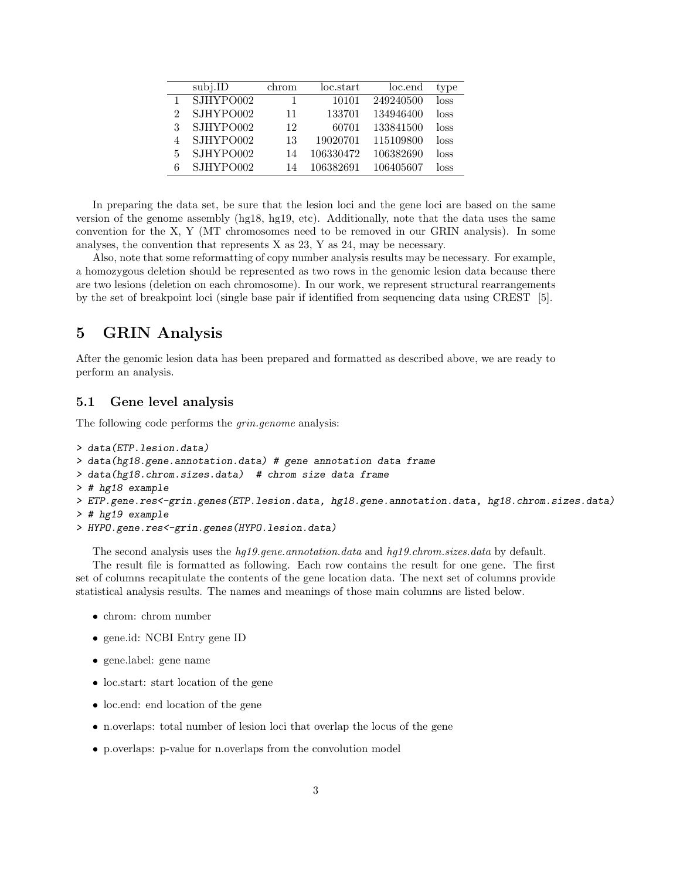|   | subj.ID | chrom | loc.start | loc.end | type |
|---|---|---|---|---|---|
| 1 | SJHYPO002 | 1 | 10101 | 249240500 | loss |
| 2 | SJHYPO002 | 11 | 133701 | 134946400 | loss |
| 3 | SJHYPO002 | 12 | 60701 | 133841500 | loss |
| 4 | SJHYPO002 | 13 | 19020701 | 115109800 | loss |
| 5 | SJHYPO002 | 14 | 106330472 | 106382690 | loss |
| 6 | SJHYPO002 | 14 | 106382691 | 106405607 | loss |

In preparing the data set, be sure that the lesion loci and the gene loci are based on the same version of the genome assembly (hg18, hg19, etc). Additionally, note that the data uses the same convention for the X, Y (MT chromosomes need to be removed in our GRIN analysis). In some analyses, the convention that represents X as 23, Y as 24, may be necessary.

Also, note that some reformatting of copy number analysis results may be necessary. For example, a homozygous deletion should be represented as two rows in the genomic lesion data because there are two lesions (deletion on each chromosome). In our work, we represent structural rearrangements by the set of breakpoint loci (single base pair if identified from sequencing data using CREST [5].

# 5 GRIN Analysis

After the genomic lesion data has been prepared and formatted as described above, we are ready to perform an analysis.

## 5.1 Gene level analysis

The following code performs the *grin.genome* analysis:

```
> data(ETP.lesion.data)
> data(hg18.gene.annotation.data) # gene annotation data frame
> data(hg18.chrom.sizes.data)  # chrom size data frame
> # hg18 example
> ETP.gene.res<-grin.genes(ETP.lesion.data, hg18.gene.annotation.data, hg18.chrom.sizes.data)
> # hg19 example
> HYPO.gene.res<-grin.genes(HYPO.lesion.data)
```

The second analysis uses the *hg19.gene.annotation.data* and *hg19.chrom.sizes.data* by default.

The result file is formatted as following. Each row contains the result for one gene. The first set of columns recapitulate the contents of the gene location data. The next set of columns provide statistical analysis results. The names and meanings of those main columns are listed below.

- chrom: chrom number
- gene.id: NCBI Entry gene ID
- gene.label: gene name
- loc.start: start location of the gene
- loc.end: end location of the gene
- n.overlaps: total number of lesion loci that overlap the locus of the gene
- p.overlaps: p-value for n.overlaps from the convolution model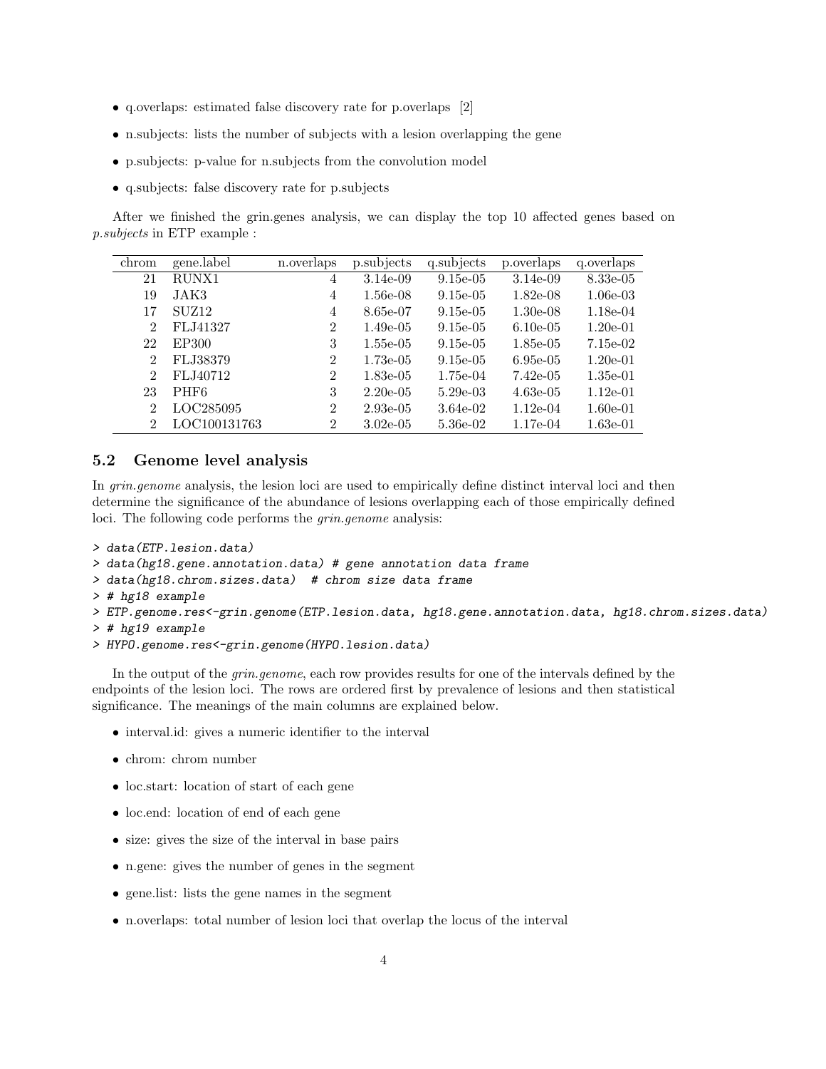- q.overlaps: estimated false discovery rate for p.overlaps [2]
- n.subjects: lists the number of subjects with a lesion overlapping the gene
- p.subjects: p-value for n.subjects from the convolution model
- q.subjects: false discovery rate for p.subjects

After we finished the grin.genes analysis, we can display the top 10 affected genes based on *p.subjects* in ETP example :

| chrom | gene.label | n.overlaps | p.subjects | q.subjects | p.overlaps | q.overlaps |
|---|---|---|---|---|---|---|
| 21 | RUNX1 | 4 | 3.14e-09 | 9.15e-05 | 3.14e-09 | 8.33e-05 |
| 19 | JAK3 | 4 | 1.56e-08 | 9.15e-05 | 1.82e-08 | 1.06e-03 |
| 17 | SUZ12 | 4 | 8.65e-07 | 9.15e-05 | 1.30e-08 | 1.18e-04 |
| 2 | FLJ41327 | 2 | 1.49e-05 | 9.15e-05 | 6.10e-05 | 1.20e-01 |
| 22 | EP300 | 3 | 1.55e-05 | 9.15e-05 | 1.85e-05 | 7.15e-02 |
| 2 | FLJ38379 | 2 | 1.73e-05 | 9.15e-05 | 6.95e-05 | 1.20e-01 |
| 2 | FLJ40712 | 2 | 1.83e-05 | 1.75e-04 | 7.42e-05 | 1.35e-01 |
| 23 | PHF6 | 3 | 2.20e-05 | 5.29e-03 | 4.63e-05 | 1.12e-01 |
| 2 | LOC285095 | 2 | 2.93e-05 | 3.64e-02 | 1.12e-04 | 1.60e-01 |
| 2 | LOC100131763 | 2 | 3.02e-05 | 5.36e-02 | 1.17e-04 | 1.63e-01 |

## 5.2 Genome level analysis

In *grin.genome* analysis, the lesion loci are used to empirically define distinct interval loci and then determine the significance of the abundance of lesions overlapping each of those empirically defined loci. The following code performs the *grin.genome* analysis:

```
> data(ETP.lesion.data)
> data(hg18.gene.annotation.data) # gene annotation data frame
> data(hg18.chrom.sizes.data)  # chrom size data frame
> # hg18 example
> ETP.genome.res<-grin.genome(ETP.lesion.data, hg18.gene.annotation.data, hg18.chrom.sizes.data)
> # hg19 example
> HYPO.genome.res<-grin.genome(HYPO.lesion.data)
```

In the output of the *grin.genome*, each row provides results for one of the intervals defined by the endpoints of the lesion loci. The rows are ordered first by prevalence of lesions and then statistical significance. The meanings of the main columns are explained below.

- interval.id: gives a numeric identifier to the interval
- chrom: chrom number
- loc.start: location of start of each gene
- loc.end: location of end of each gene
- size: gives the size of the interval in base pairs
- n.gene: gives the number of genes in the segment
- gene.list: lists the gene names in the segment
- n.overlaps: total number of lesion loci that overlap the locus of the interval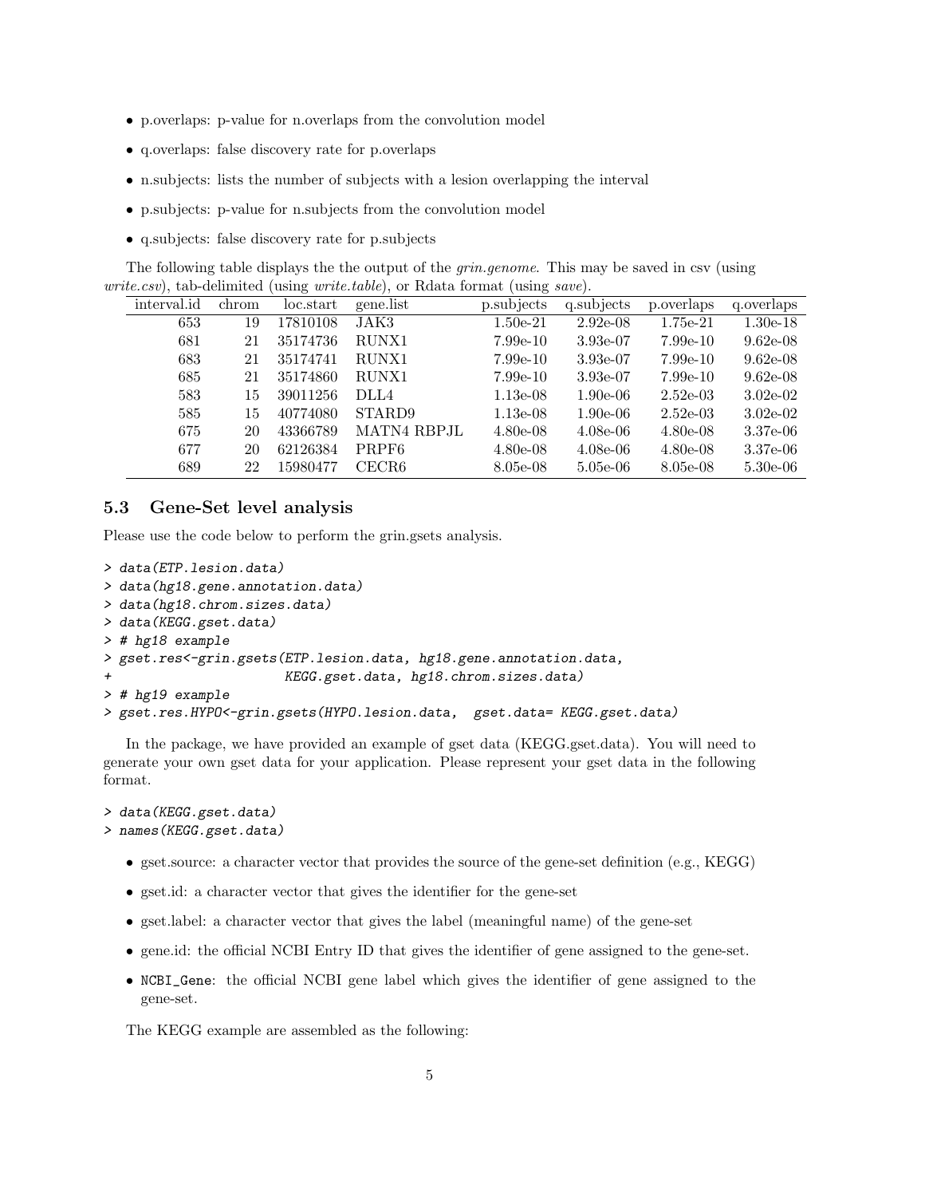- p.overlaps: p-value for n.overlaps from the convolution model
- q.overlaps: false discovery rate for p.overlaps
- n.subjects: lists the number of subjects with a lesion overlapping the interval
- p.subjects: p-value for n.subjects from the convolution model
- q.subjects: false discovery rate for p.subjects

The following table displays the the output of the *grin.genome*. This may be saved in csv (using *write.csv*), tab-delimited (using *write.table*), or Rdata format (using *save*).

| interval.id | chrom | loc.start | gene.list | p.subjects | q.subjects | p.overlaps | q.overlaps |
|---|---|---|---|---|---|---|---|
| 653 | 19 | 17810108 | JAK3 | 1.50e-21 | 2.92e-08 | 1.75e-21 | 1.30e-18 |
| 681 | 21 | 35174736 | RUNX1 | 7.99e-10 | 3.93e-07 | 7.99e-10 | 9.62e-08 |
| 683 | 21 | 35174741 | RUNX1 | 7.99e-10 | 3.93e-07 | 7.99e-10 | 9.62e-08 |
| 685 | 21 | 35174860 | RUNX1 | 7.99e-10 | 3.93e-07 | 7.99e-10 | 9.62e-08 |
| 583 | 15 | 39011256 | DLL4 | 1.13e-08 | 1.90e-06 | 2.52e-03 | 3.02e-02 |
| 585 | 15 | 40774080 | STARD9 | 1.13e-08 | 1.90e-06 | 2.52e-03 | 3.02e-02 |
| 675 | 20 | 43366789 | MATN4 RBPJL | 4.80e-08 | 4.08e-06 | 4.80e-08 | 3.37e-06 |
| 677 | 20 | 62126384 | PRPF6 | 4.80e-08 | 4.08e-06 | 4.80e-08 | 3.37e-06 |
| 689 | 22 | 15980477 | CECR6 | 8.05e-08 | 5.05e-06 | 8.05e-08 | 5.30e-06 |

### 5.3 Gene-Set level analysis

Please use the code below to perform the grin.gsets analysis.

```
> data(ETP.lesion.data)
> data(hg18.gene.annotation.data)
> data(hg18.chrom.sizes.data)
> data(KEGG.gset.data)
> # hg18 example
> gset.res<-grin.gsets(ETP.lesion.data, hg18.gene.annotation.data,
+                      KEGG.gset.data, hg18.chrom.sizes.data)
> # hg19 example
> gset.res.HYPO<-grin.gsets(HYPO.lesion.data,  gset.data= KEGG.gset.data)
```

In the package, we have provided an example of gset data (KEGG.gset.data). You will need to generate your own gset data for your application. Please represent your gset data in the following format.

```
> data(KEGG.gset.data)
> names(KEGG.gset.data)
```

- gset.source: a character vector that provides the source of the gene-set definition (e.g., KEGG)
- gset.id: a character vector that gives the identifier for the gene-set
- gset.label: a character vector that gives the label (meaningful name) of the gene-set
- gene.id: the official NCBI Entry ID that gives the identifier of gene assigned to the gene-set.
- `NCBI_Gene`: the official NCBI gene label which gives the identifier of gene assigned to the gene-set.

The KEGG example are assembled as the following: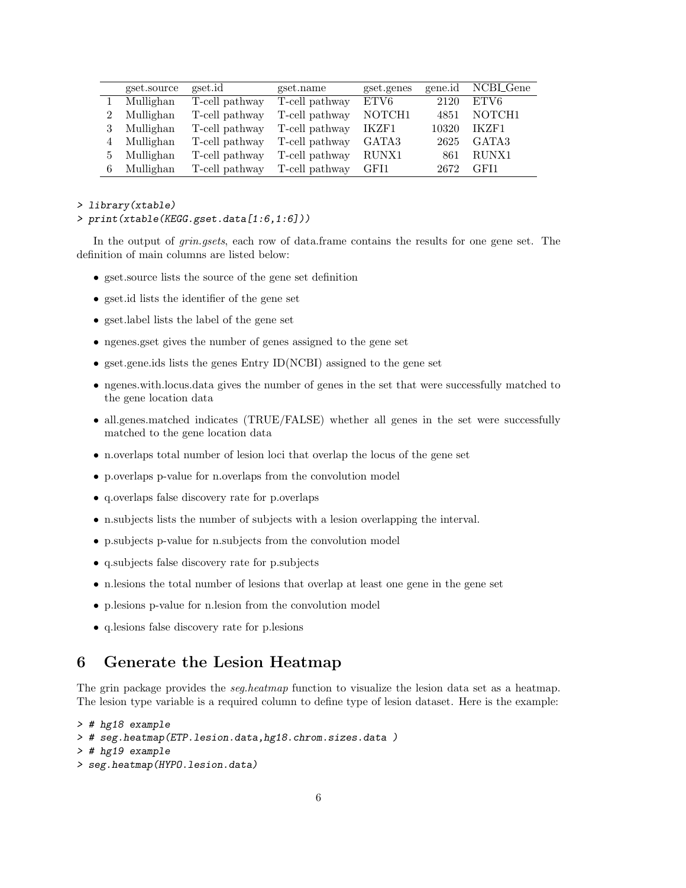|   | gset.source | gset.id | gset.name | gset.genes | gene.id | NCBI_Gene |
|---|---|---|---|---|---|---|
| 1 | Mullighan | T-cell pathway | T-cell pathway | ETV6 | 2120 | ETV6 |
| 2 | Mullighan | T-cell pathway | T-cell pathway | NOTCH1 | 4851 | NOTCH1 |
| 3 | Mullighan | T-cell pathway | T-cell pathway | IKZF1 | 10320 | IKZF1 |
| 4 | Mullighan | T-cell pathway | T-cell pathway | GATA3 | 2625 | GATA3 |
| 5 | Mullighan | T-cell pathway | T-cell pathway | RUNX1 | 861 | RUNX1 |
| 6 | Mullighan | T-cell pathway | T-cell pathway | GFI1 | 2672 | GFI1 |

```
> library(xtable)
> print(xtable(KEGG.gset.data[1:6,1:6]))
```

In the output of *grin.gsets*, each row of data.frame contains the results for one gene set. The definition of main columns are listed below:

- gset.source lists the source of the gene set definition
- gset.id lists the identifier of the gene set
- gset.label lists the label of the gene set
- ngenes.gset gives the number of genes assigned to the gene set
- gset.gene.ids lists the genes Entry ID(NCBI) assigned to the gene set
- ngenes.with.locus.data gives the number of genes in the set that were successfully matched to the gene location data
- all.genes.matched indicates (TRUE/FALSE) whether all genes in the set were successfully matched to the gene location data
- n.overlaps total number of lesion loci that overlap the locus of the gene set
- p.overlaps p-value for n.overlaps from the convolution model
- q.overlaps false discovery rate for p.overlaps
- n.subjects lists the number of subjects with a lesion overlapping the interval.
- p.subjects p-value for n.subjects from the convolution model
- q.subjects false discovery rate for p.subjects
- n.lesions the total number of lesions that overlap at least one gene in the gene set
- p.lesions p-value for n.lesion from the convolution model
- q.lesions false discovery rate for p.lesions

# 6 Generate the Lesion Heatmap

The grin package provides the *seg.heatmap* function to visualize the lesion data set as a heatmap. The lesion type variable is a required column to define type of lesion dataset. Here is the example:

```
> # hg18 example
> # seg.heatmap(ETP.lesion.data,hg18.chrom.sizes.data )
> # hg19 example
> seg.heatmap(HYPO.lesion.data)
```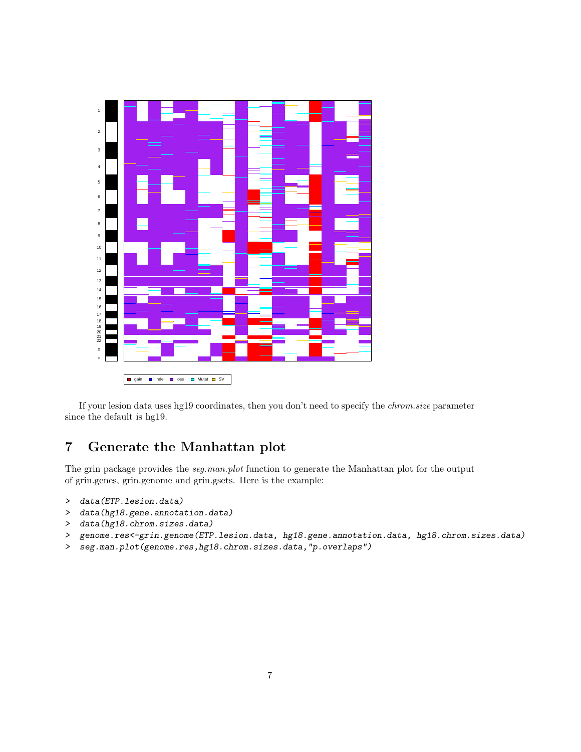If your lesion data uses hg19 coordinates, then you don't need to specify the *chrom.size* parameter since the default is hg19.

## 7 Generate the Manhattan plot

The grin package provides the *seg.man.plot* function to generate the Manhattan plot for the output of grin.genes, grin.genome and grin.gsets. Here is the example:

```
> data(ETP.lesion.data)
> data(hg18.gene.annotation.data)
> data(hg18.chrom.sizes.data)
> genome.res<-grin.genome(ETP.lesion.data, hg18.gene.annotation.data, hg18.chrom.sizes.data)
> seg.man.plot(genome.res,hg18.chrom.sizes.data,"p.overlaps")
```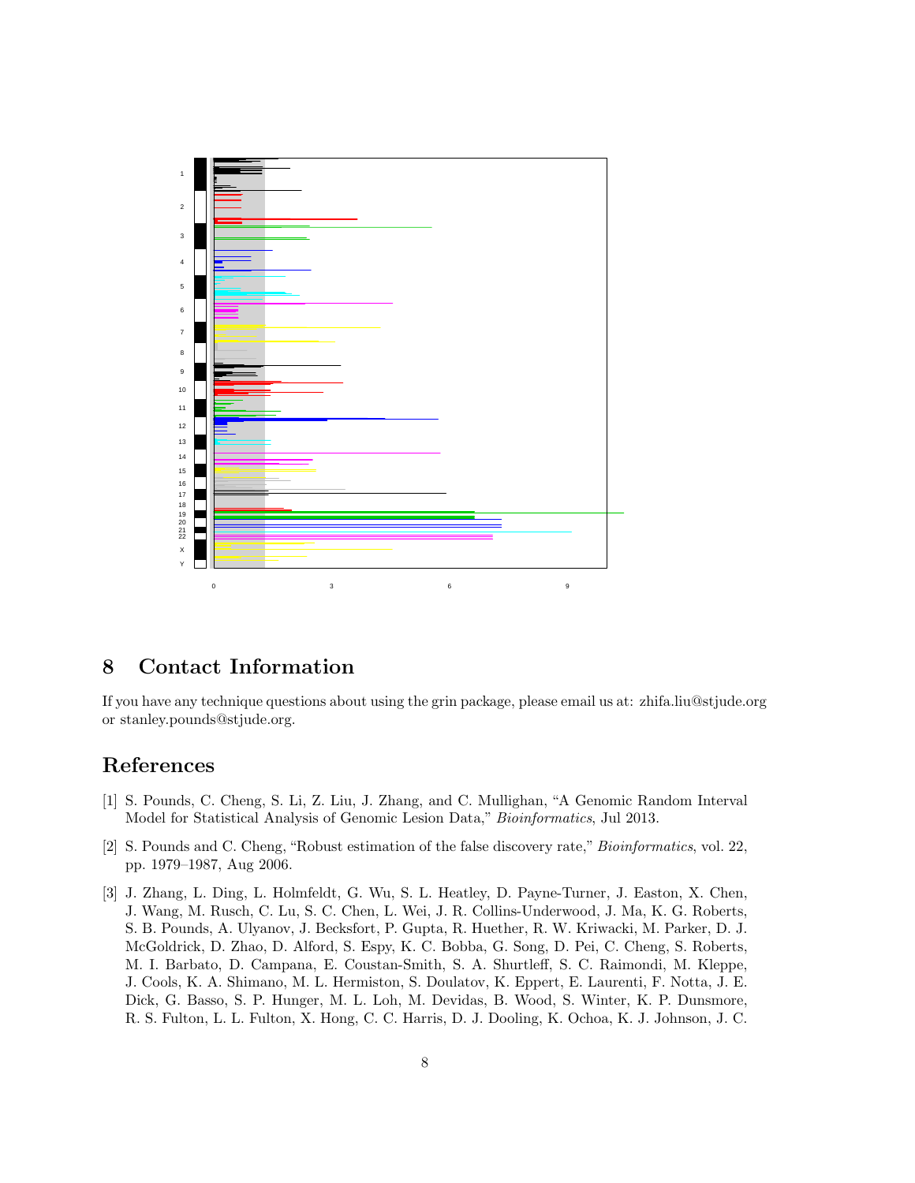## 8 Contact Information

If you have any technique questions about using the grin package, please email us at: zhifa.liu@stjude.org or stanley.pounds@stjude.org.

## References

[1] S. Pounds, C. Cheng, S. Li, Z. Liu, J. Zhang, and C. Mullighan, "A Genomic Random Interval Model for Statistical Analysis of Genomic Lesion Data," *Bioinformatics*, Jul 2013.

[2] S. Pounds and C. Cheng, "Robust estimation of the false discovery rate," *Bioinformatics*, vol. 22, pp. 1979–1987, Aug 2006.

[3] J. Zhang, L. Ding, L. Holmfeldt, G. Wu, S. L. Heatley, D. Payne-Turner, J. Easton, X. Chen, J. Wang, M. Rusch, C. Lu, S. C. Chen, L. Wei, J. R. Collins-Underwood, J. Ma, K. G. Roberts, S. B. Pounds, A. Ulyanov, J. Becksfort, P. Gupta, R. Huether, R. W. Kriwacki, M. Parker, D. J. McGoldrick, D. Zhao, D. Alford, S. Espy, K. C. Bobba, G. Song, D. Pei, C. Cheng, S. Roberts, M. I. Barbato, D. Campana, E. Coustan-Smith, S. A. Shurtleff, S. C. Raimondi, M. Kleppe, J. Cools, K. A. Shimano, M. L. Hermiston, S. Doulatov, K. Eppert, E. Laurenti, F. Notta, J. E. Dick, G. Basso, S. P. Hunger, M. L. Loh, M. Devidas, B. Wood, S. Winter, K. P. Dunsmore, R. S. Fulton, L. L. Fulton, X. Hong, C. C. Harris, D. J. Dooling, K. Ochoa, K. J. Johnson, J. C.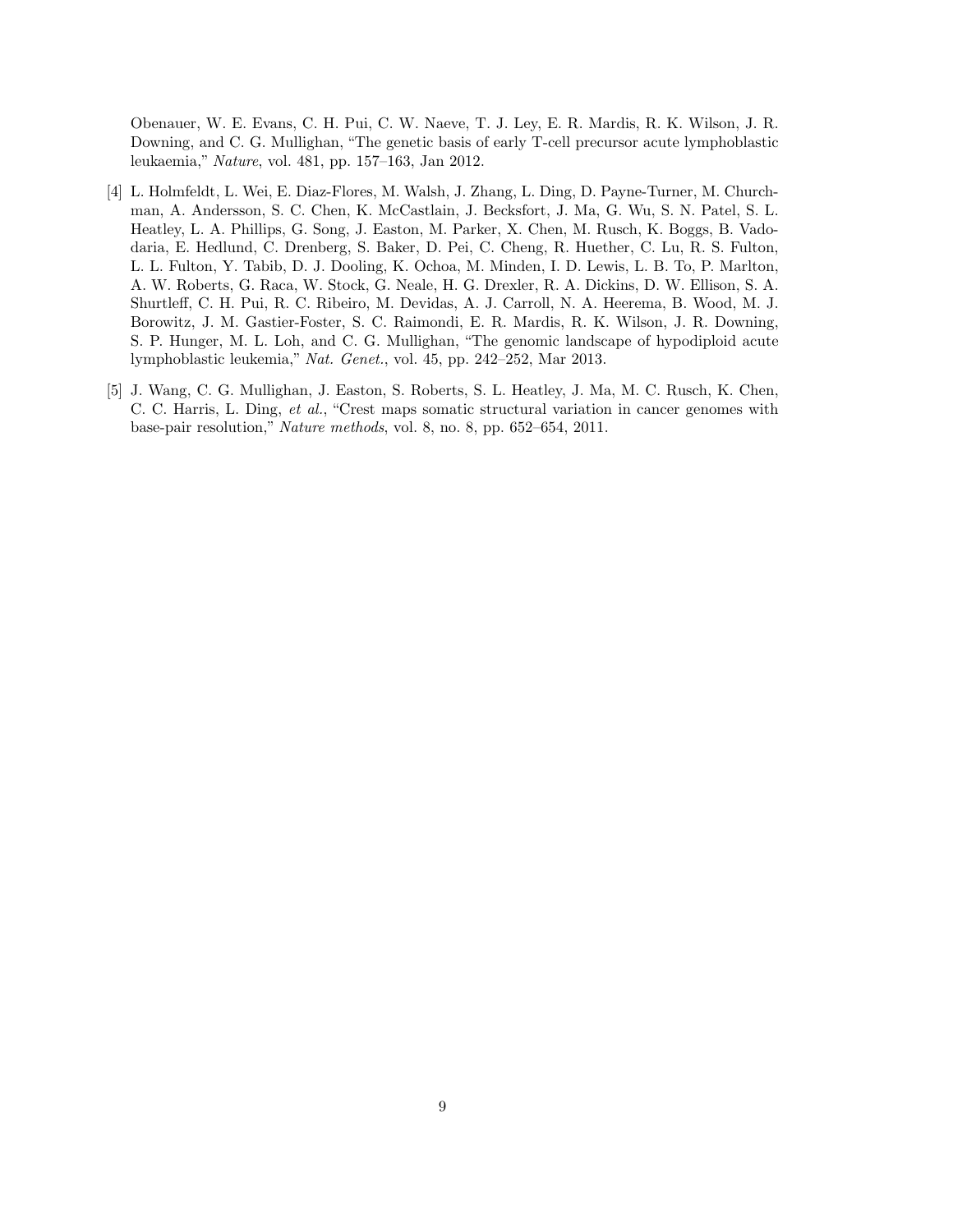Obenauer, W. E. Evans, C. H. Pui, C. W. Naeve, T. J. Ley, E. R. Mardis, R. K. Wilson, J. R. Downing, and C. G. Mullighan, "The genetic basis of early T-cell precursor acute lymphoblastic leukaemia," *Nature*, vol. 481, pp. 157–163, Jan 2012.

[4] L. Holmfeldt, L. Wei, E. Diaz-Flores, M. Walsh, J. Zhang, L. Ding, D. Payne-Turner, M. Churchman, A. Andersson, S. C. Chen, K. McCastlain, J. Becksfort, J. Ma, G. Wu, S. N. Patel, S. L. Heatley, L. A. Phillips, G. Song, J. Easton, M. Parker, X. Chen, M. Rusch, K. Boggs, B. Vadodaria, E. Hedlund, C. Drenberg, S. Baker, D. Pei, C. Cheng, R. Huether, C. Lu, R. S. Fulton, L. L. Fulton, Y. Tabib, D. J. Dooling, K. Ochoa, M. Minden, I. D. Lewis, L. B. To, P. Marlton, A. W. Roberts, G. Raca, W. Stock, G. Neale, H. G. Drexler, R. A. Dickins, D. W. Ellison, S. A. Shurtleff, C. H. Pui, R. C. Ribeiro, M. Devidas, A. J. Carroll, N. A. Heerema, B. Wood, M. J. Borowitz, J. M. Gastier-Foster, S. C. Raimondi, E. R. Mardis, R. K. Wilson, J. R. Downing, S. P. Hunger, M. L. Loh, and C. G. Mullighan, "The genomic landscape of hypodiploid acute lymphoblastic leukemia," *Nat. Genet.*, vol. 45, pp. 242–252, Mar 2013.

[5] J. Wang, C. G. Mullighan, J. Easton, S. Roberts, S. L. Heatley, J. Ma, M. C. Rusch, K. Chen, C. C. Harris, L. Ding, *et al.*, "Crest maps somatic structural variation in cancer genomes with base-pair resolution," *Nature methods*, vol. 8, no. 8, pp. 652–654, 2011.